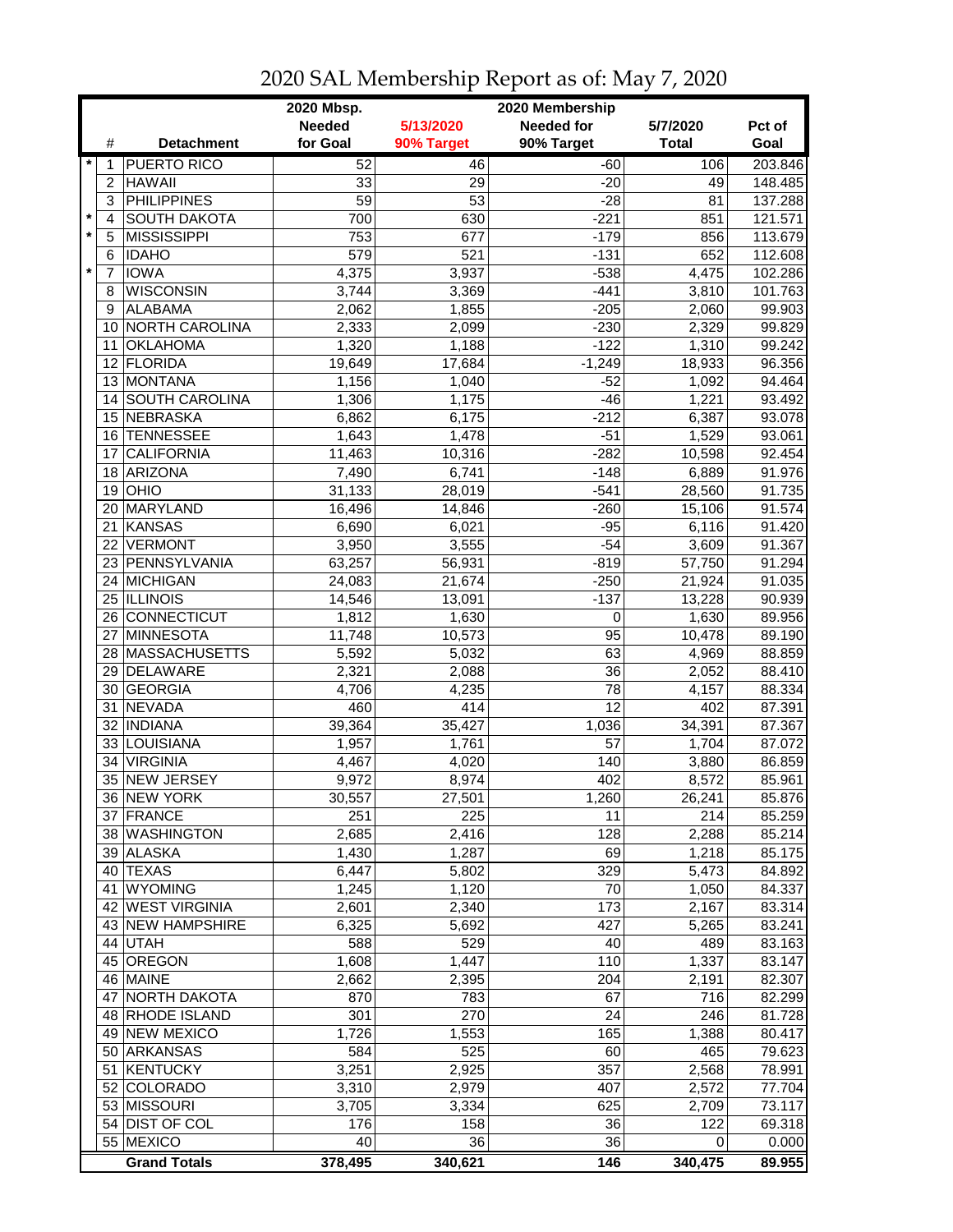# 2020 SAL Membership Report as of: May 7, 2020

| | # | Detachment | 2020 Mbsp. Needed for Goal | 5/13/2020 90% Target | 2020 Membership Needed for 90% Target | 5/7/2020 Total | Pct of Goal |
|---|---|---|---|---|---|---|---|
| * | 1 | PUERTO RICO | 52 | 46 | -60 | 106 | 203.846 |
| | 2 | HAWAII | 33 | 29 | -20 | 49 | 148.485 |
| | 3 | PHILIPPINES | 59 | 53 | -28 | 81 | 137.288 |
| * | 4 | SOUTH DAKOTA | 700 | 630 | -221 | 851 | 121.571 |
| * | 5 | MISSISSIPPI | 753 | 677 | -179 | 856 | 113.679 |
| | 6 | IDAHO | 579 | 521 | -131 | 652 | 112.608 |
| * | 7 | IOWA | 4,375 | 3,937 | -538 | 4,475 | 102.286 |
| | 8 | WISCONSIN | 3,744 | 3,369 | -441 | 3,810 | 101.763 |
| | 9 | ALABAMA | 2,062 | 1,855 | -205 | 2,060 | 99.903 |
| | 10 | NORTH CAROLINA | 2,333 | 2,099 | -230 | 2,329 | 99.829 |
| | 11 | OKLAHOMA | 1,320 | 1,188 | -122 | 1,310 | 99.242 |
| | 12 | FLORIDA | 19,649 | 17,684 | -1,249 | 18,933 | 96.356 |
| | 13 | MONTANA | 1,156 | 1,040 | -52 | 1,092 | 94.464 |
| | 14 | SOUTH CAROLINA | 1,306 | 1,175 | -46 | 1,221 | 93.492 |
| | 15 | NEBRASKA | 6,862 | 6,175 | -212 | 6,387 | 93.078 |
| | 16 | TENNESSEE | 1,643 | 1,478 | -51 | 1,529 | 93.061 |
| | 17 | CALIFORNIA | 11,463 | 10,316 | -282 | 10,598 | 92.454 |
| | 18 | ARIZONA | 7,490 | 6,741 | -148 | 6,889 | 91.976 |
| | 19 | OHIO | 31,133 | 28,019 | -541 | 28,560 | 91.735 |
| | 20 | MARYLAND | 16,496 | 14,846 | -260 | 15,106 | 91.574 |
| | 21 | KANSAS | 6,690 | 6,021 | -95 | 6,116 | 91.420 |
| | 22 | VERMONT | 3,950 | 3,555 | -54 | 3,609 | 91.367 |
| | 23 | PENNSYLVANIA | 63,257 | 56,931 | -819 | 57,750 | 91.294 |
| | 24 | MICHIGAN | 24,083 | 21,674 | -250 | 21,924 | 91.035 |
| | 25 | ILLINOIS | 14,546 | 13,091 | -137 | 13,228 | 90.939 |
| | 26 | CONNECTICUT | 1,812 | 1,630 | 0 | 1,630 | 89.956 |
| | 27 | MINNESOTA | 11,748 | 10,573 | 95 | 10,478 | 89.190 |
| | 28 | MASSACHUSETTS | 5,592 | 5,032 | 63 | 4,969 | 88.859 |
| | 29 | DELAWARE | 2,321 | 2,088 | 36 | 2,052 | 88.410 |
| | 30 | GEORGIA | 4,706 | 4,235 | 78 | 4,157 | 88.334 |
| | 31 | NEVADA | 460 | 414 | 12 | 402 | 87.391 |
| | 32 | INDIANA | 39,364 | 35,427 | 1,036 | 34,391 | 87.367 |
| | 33 | LOUISIANA | 1,957 | 1,761 | 57 | 1,704 | 87.072 |
| | 34 | VIRGINIA | 4,467 | 4,020 | 140 | 3,880 | 86.859 |
| | 35 | NEW JERSEY | 9,972 | 8,974 | 402 | 8,572 | 85.961 |
| | 36 | NEW YORK | 30,557 | 27,501 | 1,260 | 26,241 | 85.876 |
| | 37 | FRANCE | 251 | 225 | 11 | 214 | 85.259 |
| | 38 | WASHINGTON | 2,685 | 2,416 | 128 | 2,288 | 85.214 |
| | 39 | ALASKA | 1,430 | 1,287 | 69 | 1,218 | 85.175 |
| | 40 | TEXAS | 6,447 | 5,802 | 329 | 5,473 | 84.892 |
| | 41 | WYOMING | 1,245 | 1,120 | 70 | 1,050 | 84.337 |
| | 42 | WEST VIRGINIA | 2,601 | 2,340 | 173 | 2,167 | 83.314 |
| | 43 | NEW HAMPSHIRE | 6,325 | 5,692 | 427 | 5,265 | 83.241 |
| | 44 | UTAH | 588 | 529 | 40 | 489 | 83.163 |
| | 45 | OREGON | 1,608 | 1,447 | 110 | 1,337 | 83.147 |
| | 46 | MAINE | 2,662 | 2,395 | 204 | 2,191 | 82.307 |
| | 47 | NORTH DAKOTA | 870 | 783 | 67 | 716 | 82.299 |
| | 48 | RHODE ISLAND | 301 | 270 | 24 | 246 | 81.728 |
| | 49 | NEW MEXICO | 1,726 | 1,553 | 165 | 1,388 | 80.417 |
| | 50 | ARKANSAS | 584 | 525 | 60 | 465 | 79.623 |
| | 51 | KENTUCKY | 3,251 | 2,925 | 357 | 2,568 | 78.991 |
| | 52 | COLORADO | 3,310 | 2,979 | 407 | 2,572 | 77.704 |
| | 53 | MISSOURI | 3,705 | 3,334 | 625 | 2,709 | 73.117 |
| | 54 | DIST OF COL | 176 | 158 | 36 | 122 | 69.318 |
| | 55 | MEXICO | 40 | 36 | 36 | 0 | 0.000 |
| | | **Grand Totals** | **378,495** | **340,621** | **146** | **340,475** | **89.955** |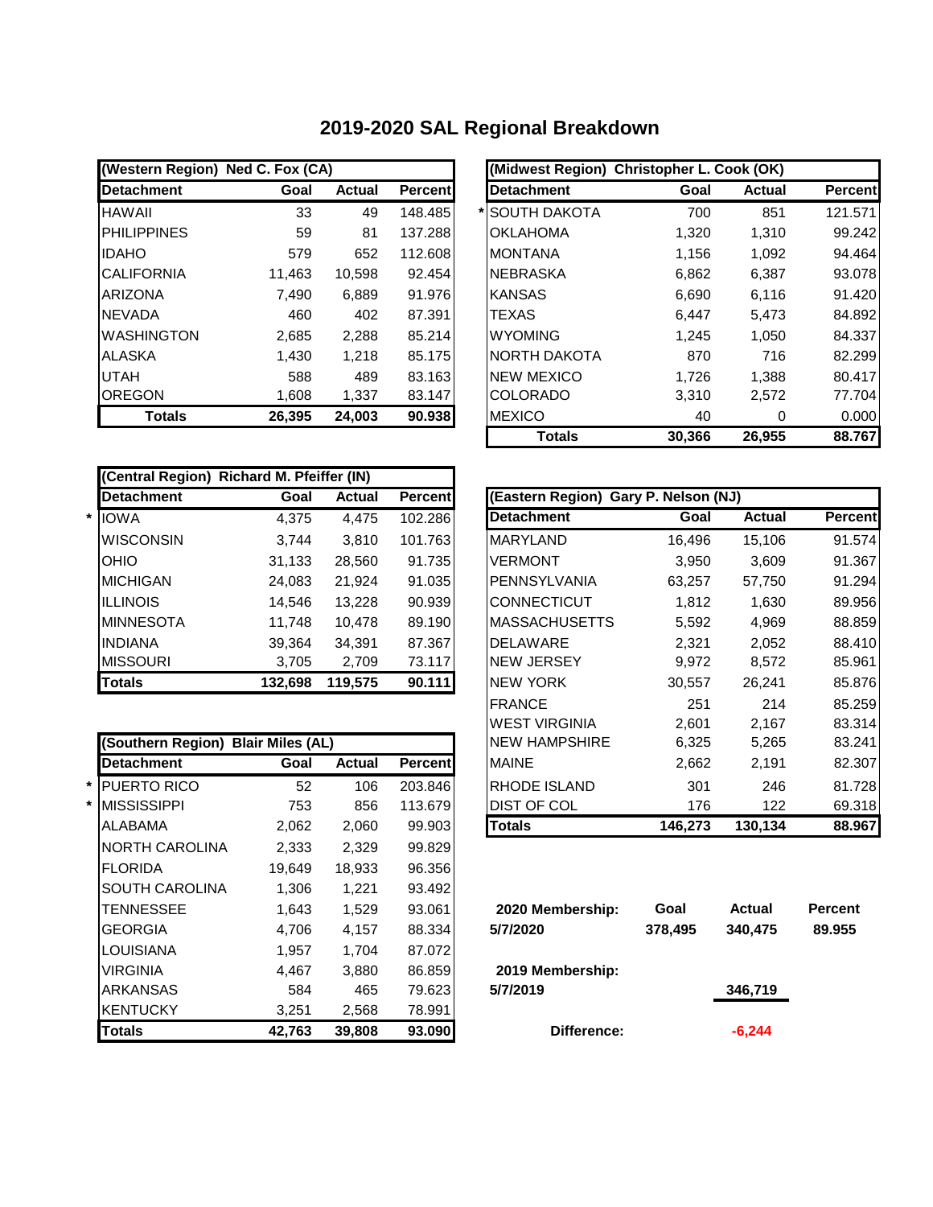# 2019-2020 SAL Regional Breakdown

| (Western Region) Ned C. Fox (CA) | | | |
|---|---|---|---|
| **Detachment** | **Goal** | **Actual** | **Percent** |
| HAWAII | 33 | 49 | 148.485 |
| PHILIPPINES | 59 | 81 | 137.288 |
| IDAHO | 579 | 652 | 112.608 |
| CALIFORNIA | 11,463 | 10,598 | 92.454 |
| ARIZONA | 7,490 | 6,889 | 91.976 |
| NEVADA | 460 | 402 | 87.391 |
| WASHINGTON | 2,685 | 2,288 | 85.214 |
| ALASKA | 1,430 | 1,218 | 85.175 |
| UTAH | 588 | 489 | 83.163 |
| OREGON | 1,608 | 1,337 | 83.147 |
| **Totals** | **26,395** | **24,003** | **90.938** |

| (Midwest Region) Christopher L. Cook (OK) | | | |
|---|---|---|---|
| **Detachment** | **Goal** | **Actual** | **Percent** |
| * SOUTH DAKOTA | 700 | 851 | 121.571 |
| OKLAHOMA | 1,320 | 1,310 | 99.242 |
| MONTANA | 1,156 | 1,092 | 94.464 |
| NEBRASKA | 6,862 | 6,387 | 93.078 |
| KANSAS | 6,690 | 6,116 | 91.420 |
| TEXAS | 6,447 | 5,473 | 84.892 |
| WYOMING | 1,245 | 1,050 | 84.337 |
| NORTH DAKOTA | 870 | 716 | 82.299 |
| NEW MEXICO | 1,726 | 1,388 | 80.417 |
| COLORADO | 3,310 | 2,572 | 77.704 |
| MEXICO | 40 | 0 | 0.000 |
| **Totals** | **30,366** | **26,955** | **88.767** |

| (Central Region) Richard M. Pfeiffer (IN) | | | |
|---|---|---|---|
| **Detachment** | **Goal** | **Actual** | **Percent** |
| * IOWA | 4,375 | 4,475 | 102.286 |
| WISCONSIN | 3,744 | 3,810 | 101.763 |
| OHIO | 31,133 | 28,560 | 91.735 |
| MICHIGAN | 24,083 | 21,924 | 91.035 |
| ILLINOIS | 14,546 | 13,228 | 90.939 |
| MINNESOTA | 11,748 | 10,478 | 89.190 |
| INDIANA | 39,364 | 34,391 | 87.367 |
| MISSOURI | 3,705 | 2,709 | 73.117 |
| **Totals** | **132,698** | **119,575** | **90.111** |

| (Eastern Region) Gary P. Nelson (NJ) | | | |
|---|---|---|---|
| **Detachment** | **Goal** | **Actual** | **Percent** |
| MARYLAND | 16,496 | 15,106 | 91.574 |
| VERMONT | 3,950 | 3,609 | 91.367 |
| PENNSYLVANIA | 63,257 | 57,750 | 91.294 |
| CONNECTICUT | 1,812 | 1,630 | 89.956 |
| MASSACHUSETTS | 5,592 | 4,969 | 88.859 |
| DELAWARE | 2,321 | 2,052 | 88.410 |
| NEW JERSEY | 9,972 | 8,572 | 85.961 |
| NEW YORK | 30,557 | 26,241 | 85.876 |
| FRANCE | 251 | 214 | 85.259 |
| WEST VIRGINIA | 2,601 | 2,167 | 83.314 |
| NEW HAMPSHIRE | 6,325 | 5,265 | 83.241 |
| MAINE | 2,662 | 2,191 | 82.307 |
| RHODE ISLAND | 301 | 246 | 81.728 |
| DIST OF COL | 176 | 122 | 69.318 |
| **Totals** | **146,273** | **130,134** | **88.967** |

| (Southern Region) Blair Miles (AL) | | | |
|---|---|---|---|
| **Detachment** | **Goal** | **Actual** | **Percent** |
| * PUERTO RICO | 52 | 106 | 203.846 |
| * MISSISSIPPI | 753 | 856 | 113.679 |
| ALABAMA | 2,062 | 2,060 | 99.903 |
| NORTH CAROLINA | 2,333 | 2,329 | 99.829 |
| FLORIDA | 19,649 | 18,933 | 96.356 |
| SOUTH CAROLINA | 1,306 | 1,221 | 93.492 |
| TENNESSEE | 1,643 | 1,529 | 93.061 |
| GEORGIA | 4,706 | 4,157 | 88.334 |
| LOUISIANA | 1,957 | 1,704 | 87.072 |
| VIRGINIA | 4,467 | 3,880 | 86.859 |
| ARKANSAS | 584 | 465 | 79.623 |
| KENTUCKY | 3,251 | 2,568 | 78.991 |
| **Totals** | **42,763** | **39,808** | **93.090** |

| | Goal | Actual | Percent |
|---|---|---|---|
| **2020 Membership:** | | | |
| **5/7/2020** | **378,495** | **340,475** | **89.955** |
| **2019 Membership:** | | | |
| **5/7/2019** | | **346,719** | |
| **Difference:** | | **-6,244** | |